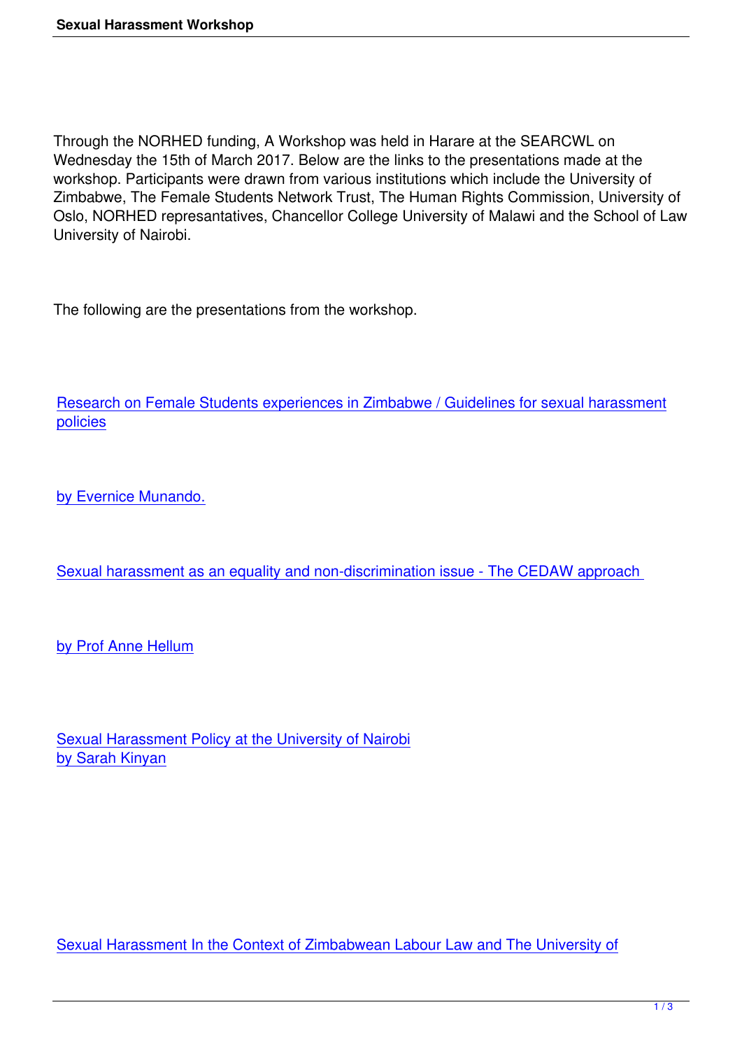Through the NORHED funding, A Workshop was held in Harare at the SEARCWL on Wednesday the 15th of March 2017. Below are the links to the presentations made at the workshop. Participants were drawn from various institutions which include the University of Zimbabwe, The Female Students Network Trust, The Human Rights Commission, University of Oslo, NORHED represantatives, Chancellor College University of Malawi and the School of Law University of Nairobi.

The following are the presentations from the workshop.

Research on Female Students experiences in Zimbabwe / Guidelines for sexual harassment policies

by Evernice Munando.

Sexual harassment as an equality and non-discrimination issue - The CEDAW approach

by Prof Anne Hellum

Sexual Harassment Policy at the University of Nairobi
by Sarah Kinyan

Sexual Harassment In the Context of Zimbabwean Labour Law and The University of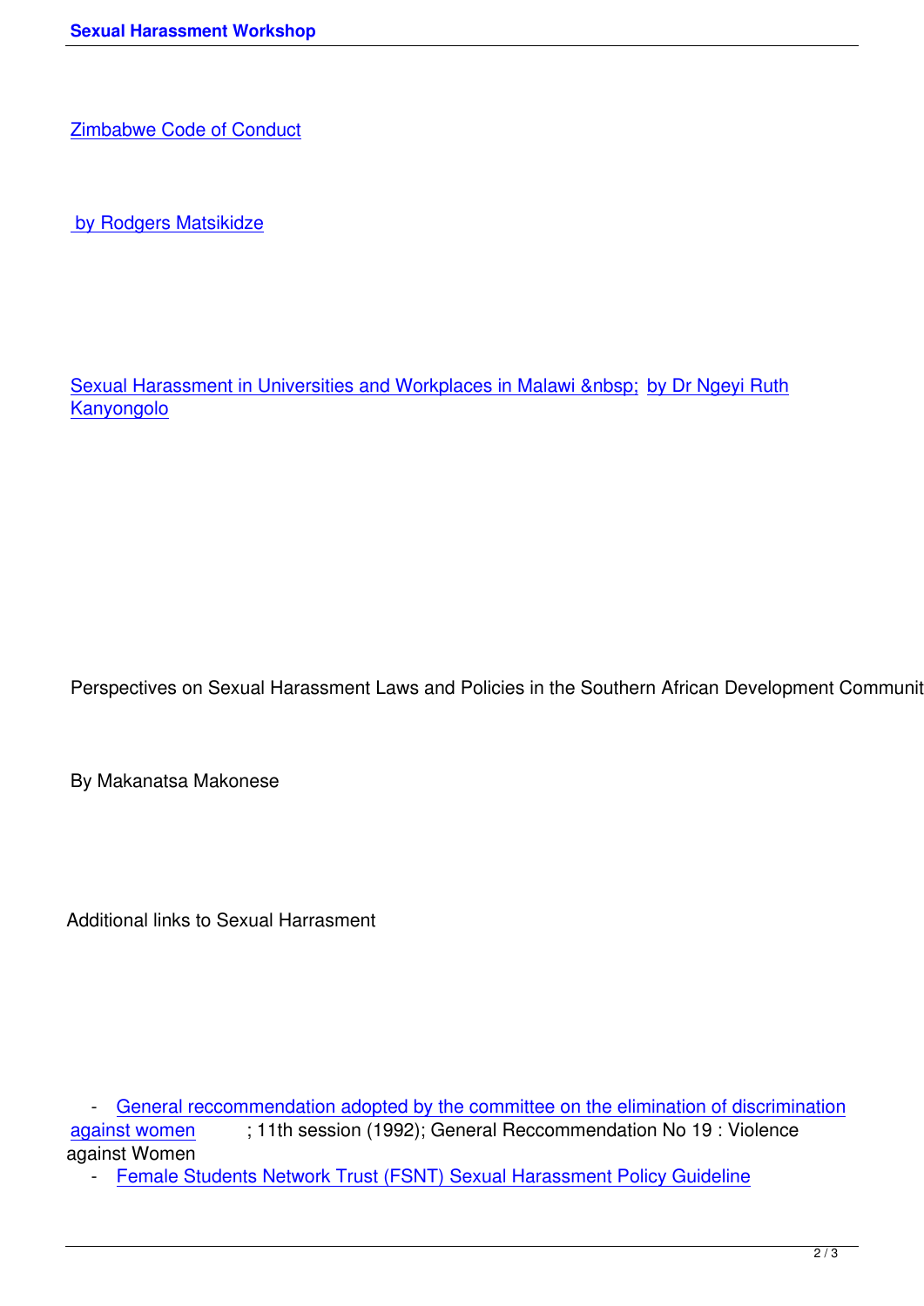[Zimbabwe Code of Conduct]

[by Rodgers Matsikidze]

[Sexual Harassment in Universities and Workplaces in Malawi &nbsp;] [by Dr Ngeyi Ruth Kanyongolo]

Perspectives on Sexual Harassment Laws and Policies in the Southern African Development Communit

By Makanatsa Makonese

Additional links to Sexual Harrasment

- [General reccommendation adopted by the committee on the elimination of discrimination against women]; 11th session (1992); General Reccommendation No 19 : Violence against Women
- [Female Students Network Trust (FSNT) Sexual Harassment Policy Guideline]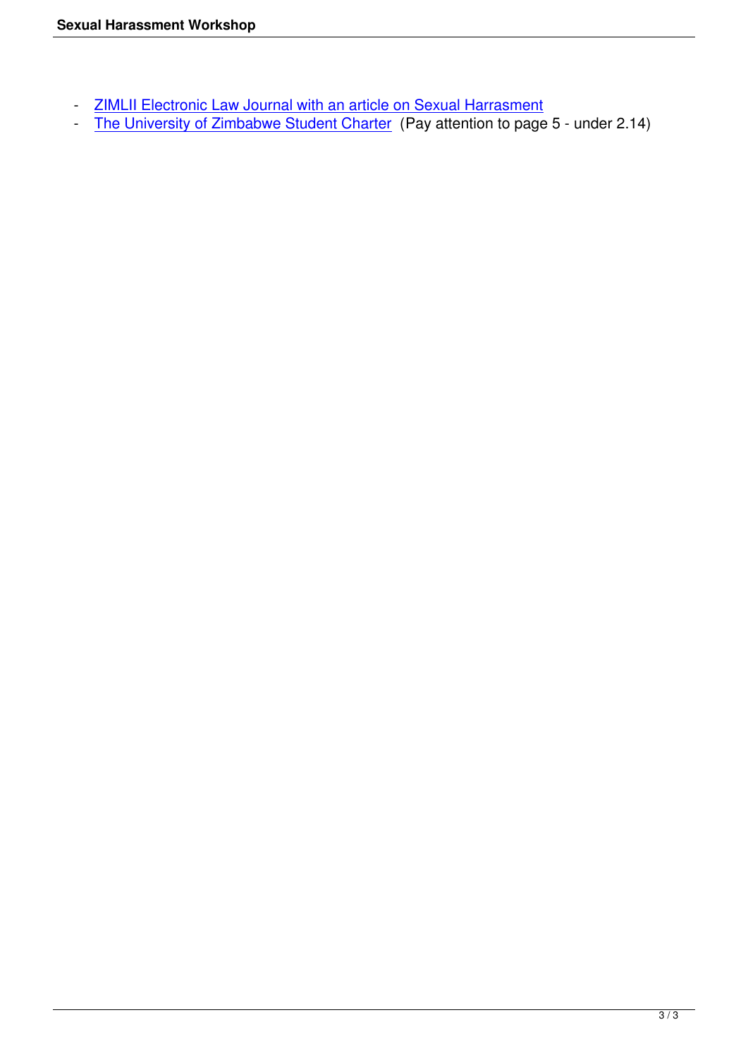- ZIMLII Electronic Law Journal with an article on Sexual Harrasment
- The University of Zimbabwe Student Charter (Pay attention to page 5 - under 2.14)